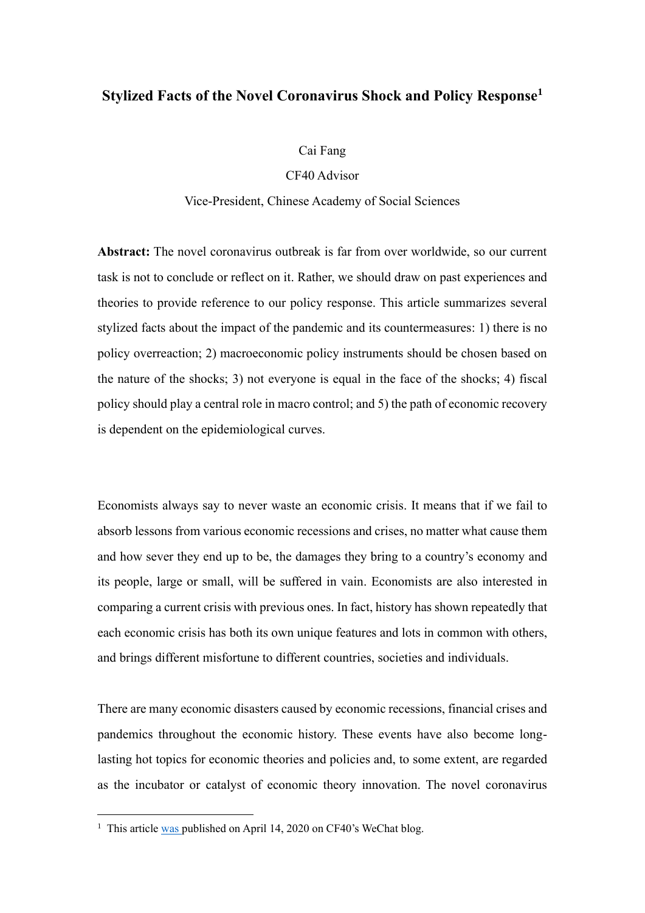# Stylized Facts of the Novel Coronavirus Shock and Policy Response[1]

Cai Fang

CF40 Advisor

Vice-President, Chinese Academy of Social Sciences

**Abstract:** The novel coronavirus outbreak is far from over worldwide, so our current task is not to conclude or reflect on it. Rather, we should draw on past experiences and theories to provide reference to our policy response. This article summarizes several stylized facts about the impact of the pandemic and its countermeasures: 1) there is no policy overreaction; 2) macroeconomic policy instruments should be chosen based on the nature of the shocks; 3) not everyone is equal in the face of the shocks; 4) fiscal policy should play a central role in macro control; and 5) the path of economic recovery is dependent on the epidemiological curves.

Economists always say to never waste an economic crisis. It means that if we fail to absorb lessons from various economic recessions and crises, no matter what cause them and how sever they end up to be, the damages they bring to a country's economy and its people, large or small, will be suffered in vain. Economists are also interested in comparing a current crisis with previous ones. In fact, history has shown repeatedly that each economic crisis has both its own unique features and lots in common with others, and brings different misfortune to different countries, societies and individuals.

There are many economic disasters caused by economic recessions, financial crises and pandemics throughout the economic history. These events have also become long-lasting hot topics for economic theories and policies and, to some extent, are regarded as the incubator or catalyst of economic theory innovation. The novel coronavirus

[1] This article was published on April 14, 2020 on CF40's WeChat blog.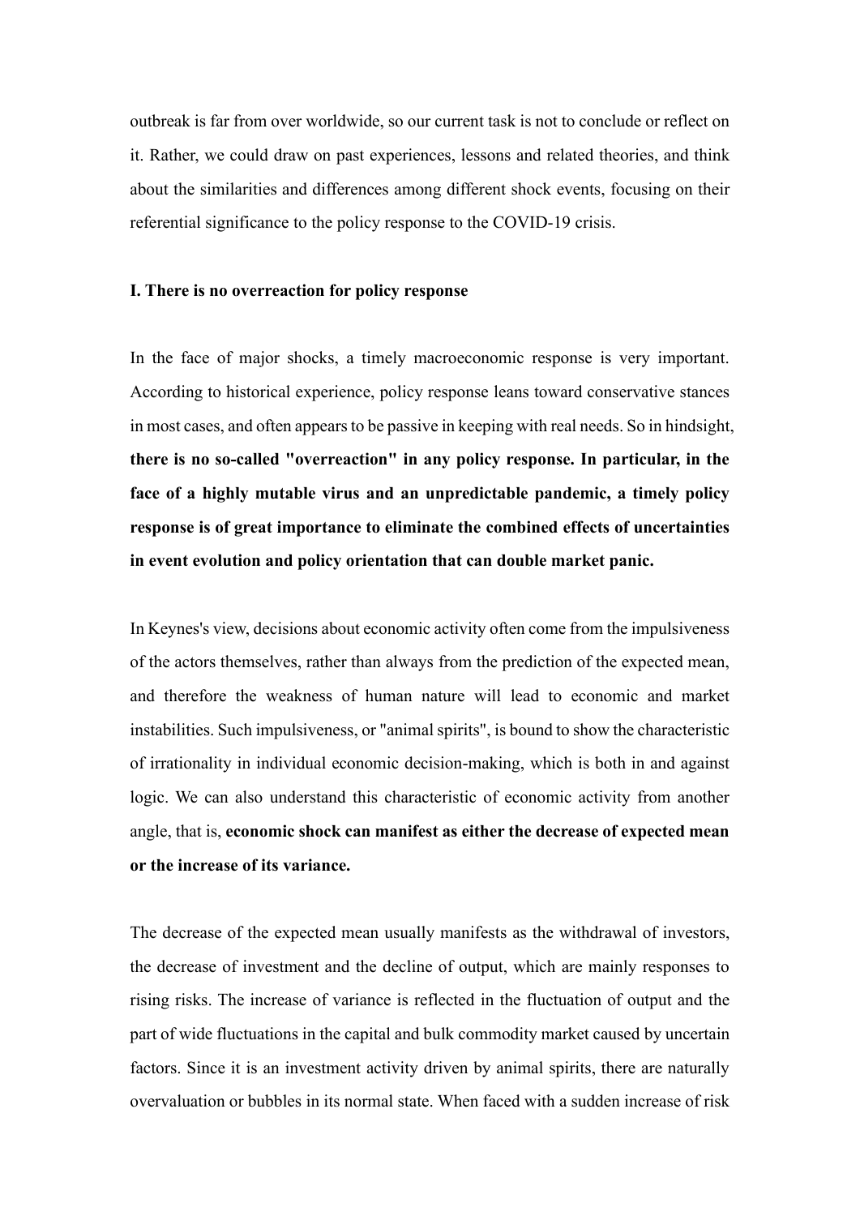outbreak is far from over worldwide, so our current task is not to conclude or reflect on it. Rather, we could draw on past experiences, lessons and related theories, and think about the similarities and differences among different shock events, focusing on their referential significance to the policy response to the COVID-19 crisis.

**I. There is no overreaction for policy response**

In the face of major shocks, a timely macroeconomic response is very important. According to historical experience, policy response leans toward conservative stances in most cases, and often appears to be passive in keeping with real needs. So in hindsight, **there is no so-called "overreaction" in any policy response. In particular, in the face of a highly mutable virus and an unpredictable pandemic, a timely policy response is of great importance to eliminate the combined effects of uncertainties in event evolution and policy orientation that can double market panic.**

In Keynes's view, decisions about economic activity often come from the impulsiveness of the actors themselves, rather than always from the prediction of the expected mean, and therefore the weakness of human nature will lead to economic and market instabilities. Such impulsiveness, or "animal spirits", is bound to show the characteristic of irrationality in individual economic decision-making, which is both in and against logic. We can also understand this characteristic of economic activity from another angle, that is, **economic shock can manifest as either the decrease of expected mean or the increase of its variance.**

The decrease of the expected mean usually manifests as the withdrawal of investors, the decrease of investment and the decline of output, which are mainly responses to rising risks. The increase of variance is reflected in the fluctuation of output and the part of wide fluctuations in the capital and bulk commodity market caused by uncertain factors. Since it is an investment activity driven by animal spirits, there are naturally overvaluation or bubbles in its normal state. When faced with a sudden increase of risk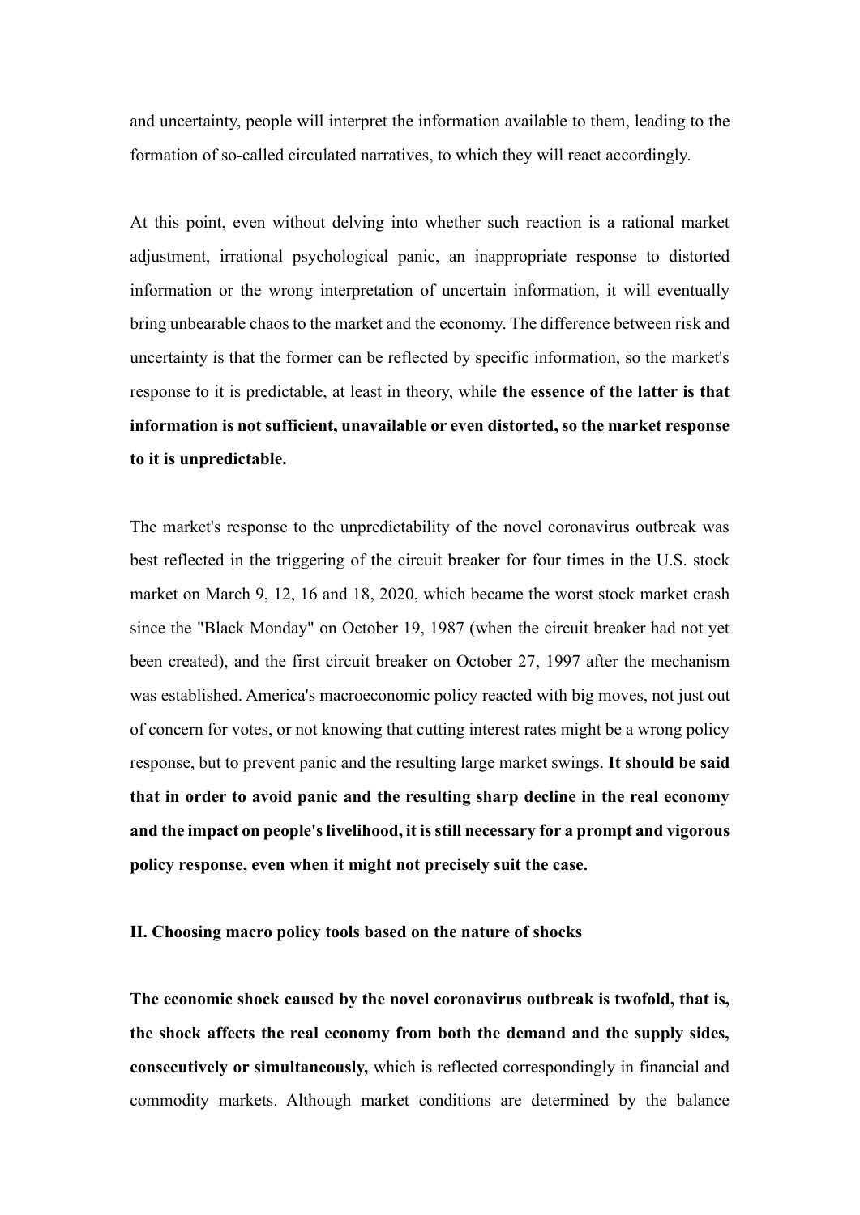and uncertainty, people will interpret the information available to them, leading to the formation of so-called circulated narratives, to which they will react accordingly.

At this point, even without delving into whether such reaction is a rational market adjustment, irrational psychological panic, an inappropriate response to distorted information or the wrong interpretation of uncertain information, it will eventually bring unbearable chaos to the market and the economy. The difference between risk and uncertainty is that the former can be reflected by specific information, so the market's response to it is predictable, at least in theory, while **the essence of the latter is that information is not sufficient, unavailable or even distorted, so the market response to it is unpredictable.**

The market's response to the unpredictability of the novel coronavirus outbreak was best reflected in the triggering of the circuit breaker for four times in the U.S. stock market on March 9, 12, 16 and 18, 2020, which became the worst stock market crash since the "Black Monday" on October 19, 1987 (when the circuit breaker had not yet been created), and the first circuit breaker on October 27, 1997 after the mechanism was established. America's macroeconomic policy reacted with big moves, not just out of concern for votes, or not knowing that cutting interest rates might be a wrong policy response, but to prevent panic and the resulting large market swings. **It should be said that in order to avoid panic and the resulting sharp decline in the real economy and the impact on people's livelihood, it is still necessary for a prompt and vigorous policy response, even when it might not precisely suit the case.**

## II. Choosing macro policy tools based on the nature of shocks

**The economic shock caused by the novel coronavirus outbreak is twofold, that is, the shock affects the real economy from both the demand and the supply sides, consecutively or simultaneously,** which is reflected correspondingly in financial and commodity markets. Although market conditions are determined by the balance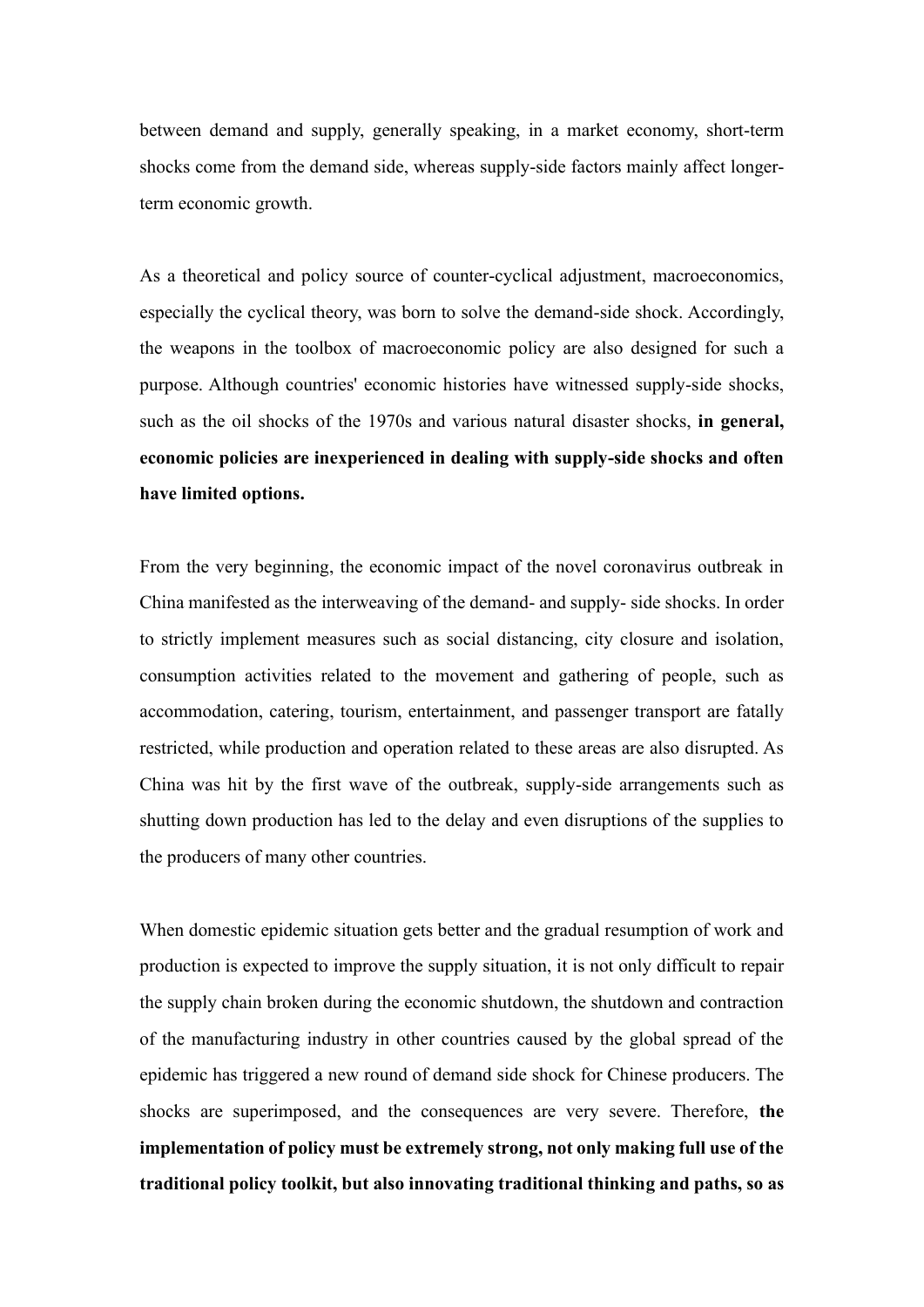between demand and supply, generally speaking, in a market economy, short-term shocks come from the demand side, whereas supply-side factors mainly affect longer-term economic growth.

As a theoretical and policy source of counter-cyclical adjustment, macroeconomics, especially the cyclical theory, was born to solve the demand-side shock. Accordingly, the weapons in the toolbox of macroeconomic policy are also designed for such a purpose. Although countries' economic histories have witnessed supply-side shocks, such as the oil shocks of the 1970s and various natural disaster shocks, **in general, economic policies are inexperienced in dealing with supply-side shocks and often have limited options.**

From the very beginning, the economic impact of the novel coronavirus outbreak in China manifested as the interweaving of the demand- and supply- side shocks. In order to strictly implement measures such as social distancing, city closure and isolation, consumption activities related to the movement and gathering of people, such as accommodation, catering, tourism, entertainment, and passenger transport are fatally restricted, while production and operation related to these areas are also disrupted. As China was hit by the first wave of the outbreak, supply-side arrangements such as shutting down production has led to the delay and even disruptions of the supplies to the producers of many other countries.

When domestic epidemic situation gets better and the gradual resumption of work and production is expected to improve the supply situation, it is not only difficult to repair the supply chain broken during the economic shutdown, the shutdown and contraction of the manufacturing industry in other countries caused by the global spread of the epidemic has triggered a new round of demand side shock for Chinese producers. The shocks are superimposed, and the consequences are very severe. Therefore, **the implementation of policy must be extremely strong, not only making full use of the traditional policy toolkit, but also innovating traditional thinking and paths, so as**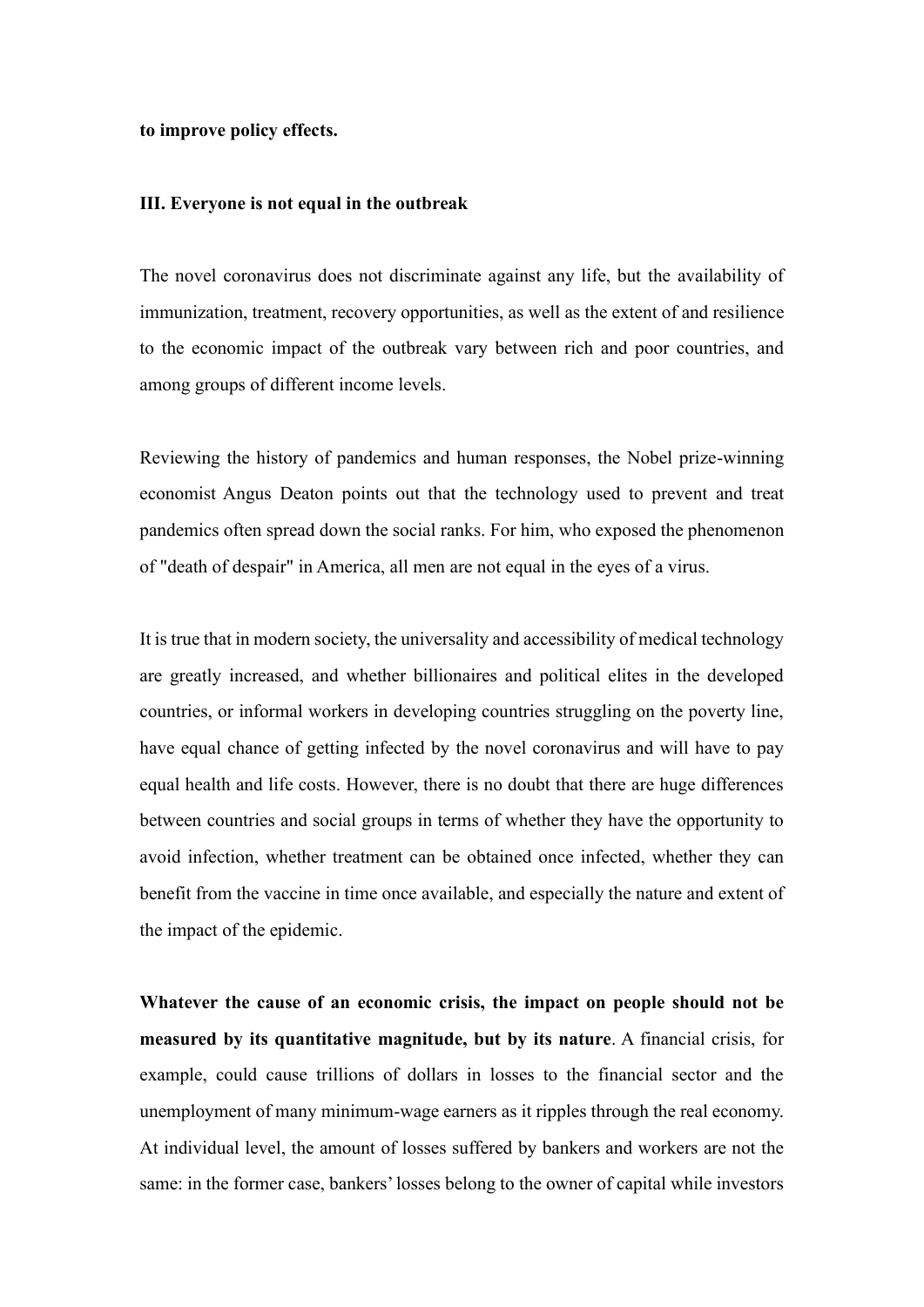**to improve policy effects.**

## III. Everyone is not equal in the outbreak

The novel coronavirus does not discriminate against any life, but the availability of immunization, treatment, recovery opportunities, as well as the extent of and resilience to the economic impact of the outbreak vary between rich and poor countries, and among groups of different income levels.

Reviewing the history of pandemics and human responses, the Nobel prize-winning economist Angus Deaton points out that the technology used to prevent and treat pandemics often spread down the social ranks. For him, who exposed the phenomenon of "death of despair" in America, all men are not equal in the eyes of a virus.

It is true that in modern society, the universality and accessibility of medical technology are greatly increased, and whether billionaires and political elites in the developed countries, or informal workers in developing countries struggling on the poverty line, have equal chance of getting infected by the novel coronavirus and will have to pay equal health and life costs. However, there is no doubt that there are huge differences between countries and social groups in terms of whether they have the opportunity to avoid infection, whether treatment can be obtained once infected, whether they can benefit from the vaccine in time once available, and especially the nature and extent of the impact of the epidemic.

**Whatever the cause of an economic crisis, the impact on people should not be measured by its quantitative magnitude, but by its nature**. A financial crisis, for example, could cause trillions of dollars in losses to the financial sector and the unemployment of many minimum-wage earners as it ripples through the real economy. At individual level, the amount of losses suffered by bankers and workers are not the same: in the former case, bankers' losses belong to the owner of capital while investors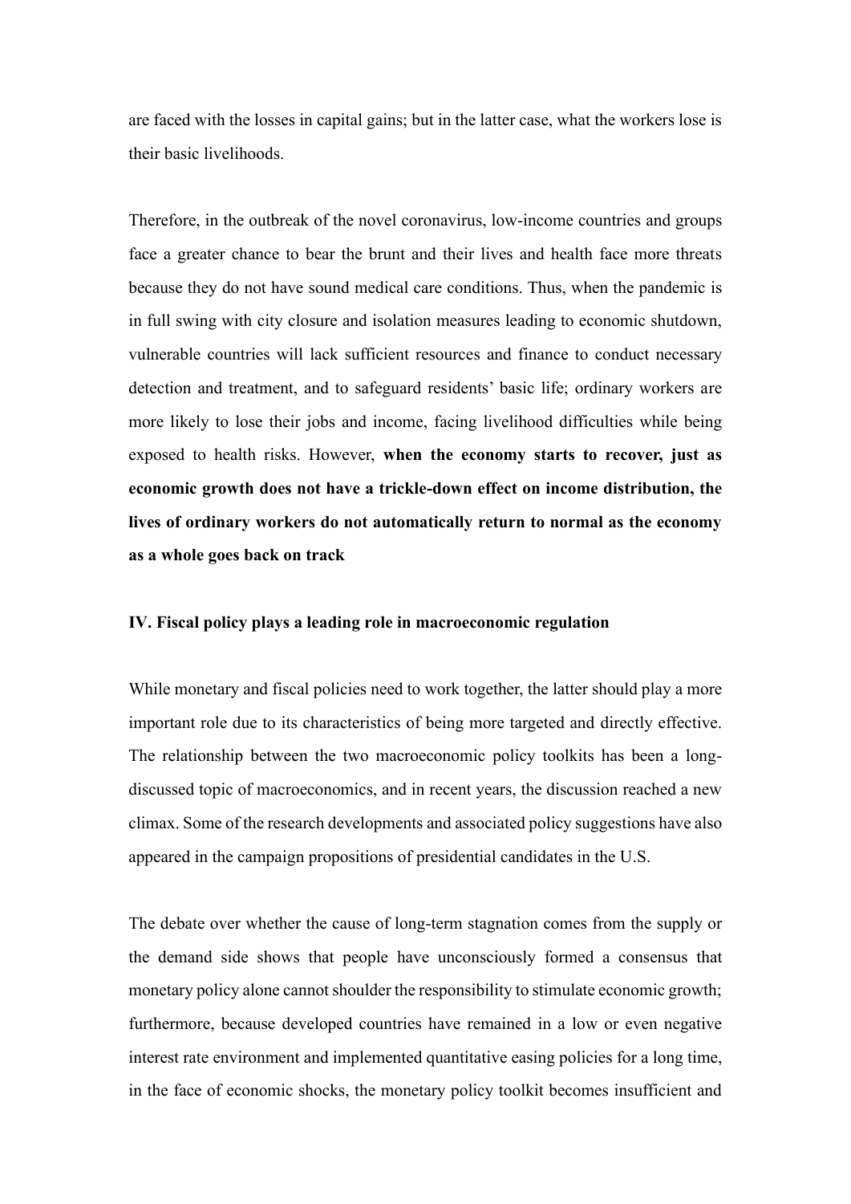are faced with the losses in capital gains; but in the latter case, what the workers lose is their basic livelihoods.

Therefore, in the outbreak of the novel coronavirus, low-income countries and groups face a greater chance to bear the brunt and their lives and health face more threats because they do not have sound medical care conditions. Thus, when the pandemic is in full swing with city closure and isolation measures leading to economic shutdown, vulnerable countries will lack sufficient resources and finance to conduct necessary detection and treatment, and to safeguard residents' basic life; ordinary workers are more likely to lose their jobs and income, facing livelihood difficulties while being exposed to health risks. However, **when the economy starts to recover, just as economic growth does not have a trickle-down effect on income distribution, the lives of ordinary workers do not automatically return to normal as the economy as a whole goes back on track**

## IV. Fiscal policy plays a leading role in macroeconomic regulation

While monetary and fiscal policies need to work together, the latter should play a more important role due to its characteristics of being more targeted and directly effective. The relationship between the two macroeconomic policy toolkits has been a long-discussed topic of macroeconomics, and in recent years, the discussion reached a new climax. Some of the research developments and associated policy suggestions have also appeared in the campaign propositions of presidential candidates in the U.S.

The debate over whether the cause of long-term stagnation comes from the supply or the demand side shows that people have unconsciously formed a consensus that monetary policy alone cannot shoulder the responsibility to stimulate economic growth; furthermore, because developed countries have remained in a low or even negative interest rate environment and implemented quantitative easing policies for a long time, in the face of economic shocks, the monetary policy toolkit becomes insufficient and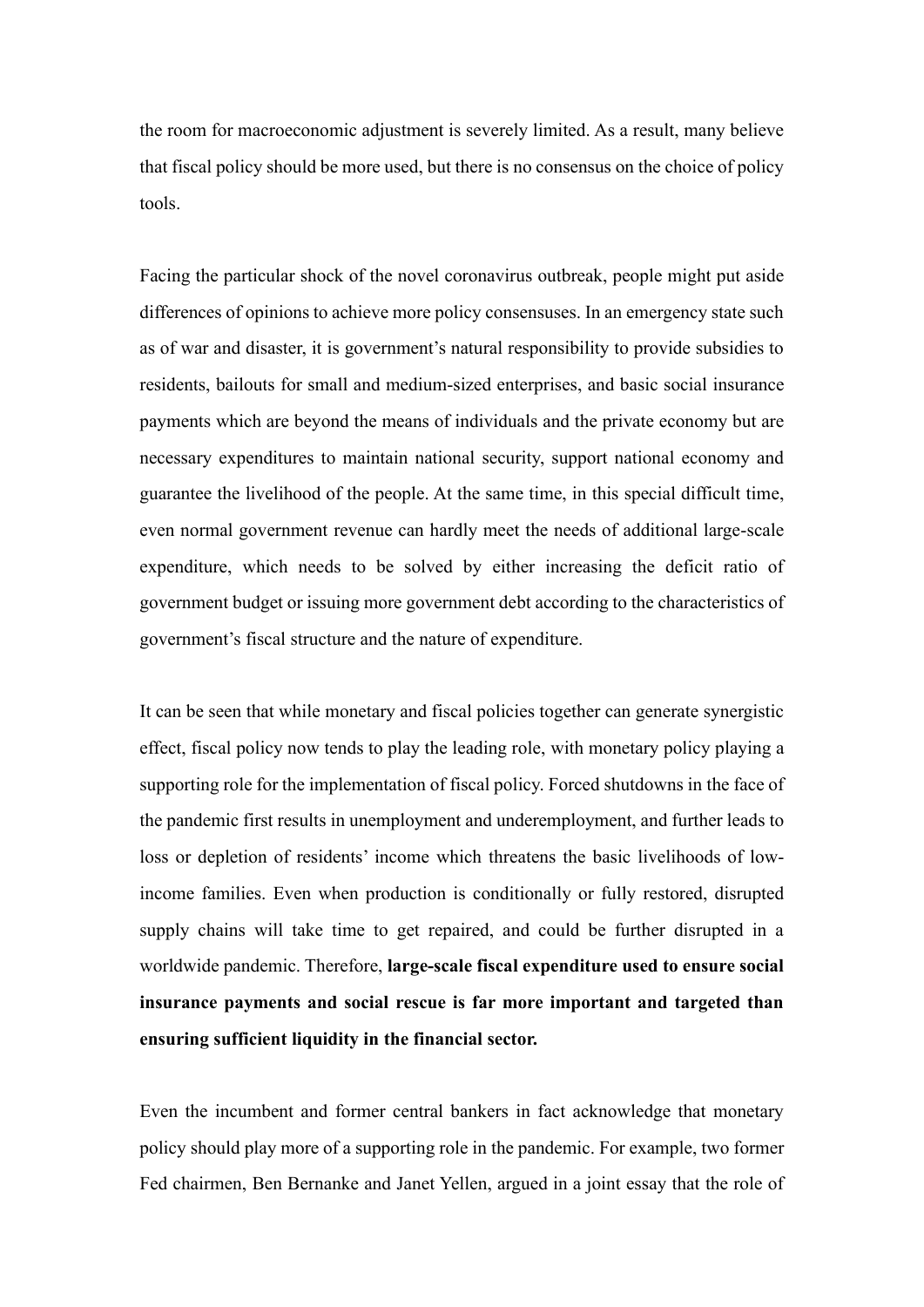the room for macroeconomic adjustment is severely limited. As a result, many believe that fiscal policy should be more used, but there is no consensus on the choice of policy tools.

Facing the particular shock of the novel coronavirus outbreak, people might put aside differences of opinions to achieve more policy consensuses. In an emergency state such as of war and disaster, it is government's natural responsibility to provide subsidies to residents, bailouts for small and medium-sized enterprises, and basic social insurance payments which are beyond the means of individuals and the private economy but are necessary expenditures to maintain national security, support national economy and guarantee the livelihood of the people. At the same time, in this special difficult time, even normal government revenue can hardly meet the needs of additional large-scale expenditure, which needs to be solved by either increasing the deficit ratio of government budget or issuing more government debt according to the characteristics of government's fiscal structure and the nature of expenditure.

It can be seen that while monetary and fiscal policies together can generate synergistic effect, fiscal policy now tends to play the leading role, with monetary policy playing a supporting role for the implementation of fiscal policy. Forced shutdowns in the face of the pandemic first results in unemployment and underemployment, and further leads to loss or depletion of residents' income which threatens the basic livelihoods of low-income families. Even when production is conditionally or fully restored, disrupted supply chains will take time to get repaired, and could be further disrupted in a worldwide pandemic. Therefore, **large-scale fiscal expenditure used to ensure social insurance payments and social rescue is far more important and targeted than ensuring sufficient liquidity in the financial sector.**

Even the incumbent and former central bankers in fact acknowledge that monetary policy should play more of a supporting role in the pandemic. For example, two former Fed chairmen, Ben Bernanke and Janet Yellen, argued in a joint essay that the role of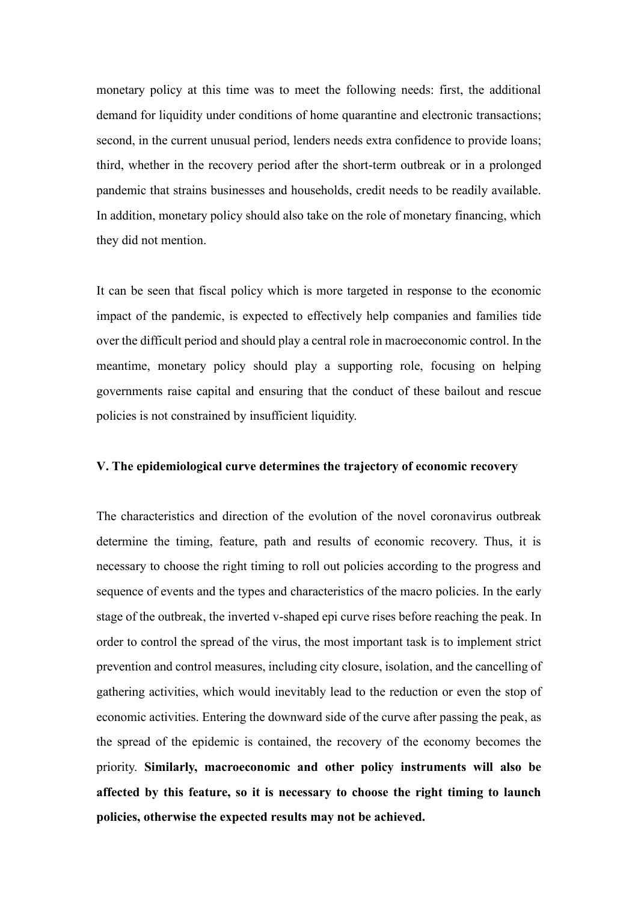monetary policy at this time was to meet the following needs: first, the additional demand for liquidity under conditions of home quarantine and electronic transactions; second, in the current unusual period, lenders needs extra confidence to provide loans; third, whether in the recovery period after the short-term outbreak or in a prolonged pandemic that strains businesses and households, credit needs to be readily available. In addition, monetary policy should also take on the role of monetary financing, which they did not mention.

It can be seen that fiscal policy which is more targeted in response to the economic impact of the pandemic, is expected to effectively help companies and families tide over the difficult period and should play a central role in macroeconomic control. In the meantime, monetary policy should play a supporting role, focusing on helping governments raise capital and ensuring that the conduct of these bailout and rescue policies is not constrained by insufficient liquidity.

## V. The epidemiological curve determines the trajectory of economic recovery

The characteristics and direction of the evolution of the novel coronavirus outbreak determine the timing, feature, path and results of economic recovery. Thus, it is necessary to choose the right timing to roll out policies according to the progress and sequence of events and the types and characteristics of the macro policies. In the early stage of the outbreak, the inverted v-shaped epi curve rises before reaching the peak. In order to control the spread of the virus, the most important task is to implement strict prevention and control measures, including city closure, isolation, and the cancelling of gathering activities, which would inevitably lead to the reduction or even the stop of economic activities. Entering the downward side of the curve after passing the peak, as the spread of the epidemic is contained, the recovery of the economy becomes the priority. **Similarly, macroeconomic and other policy instruments will also be affected by this feature, so it is necessary to choose the right timing to launch policies, otherwise the expected results may not be achieved.**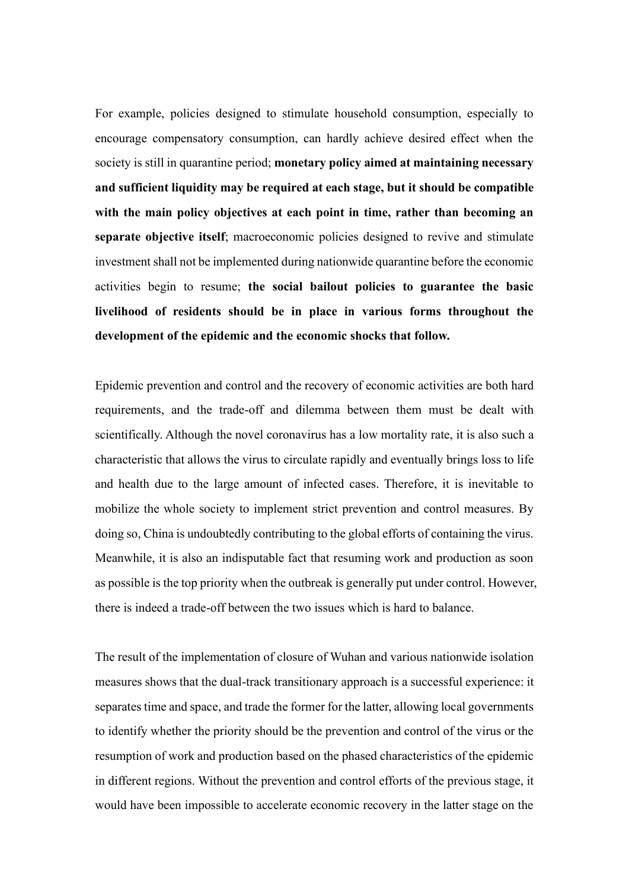For example, policies designed to stimulate household consumption, especially to encourage compensatory consumption, can hardly achieve desired effect when the society is still in quarantine period; **monetary policy aimed at maintaining necessary and sufficient liquidity may be required at each stage, but it should be compatible with the main policy objectives at each point in time, rather than becoming an separate objective itself**; macroeconomic policies designed to revive and stimulate investment shall not be implemented during nationwide quarantine before the economic activities begin to resume; **the social bailout policies to guarantee the basic livelihood of residents should be in place in various forms throughout the development of the epidemic and the economic shocks that follow.**

Epidemic prevention and control and the recovery of economic activities are both hard requirements, and the trade-off and dilemma between them must be dealt with scientifically. Although the novel coronavirus has a low mortality rate, it is also such a characteristic that allows the virus to circulate rapidly and eventually brings loss to life and health due to the large amount of infected cases. Therefore, it is inevitable to mobilize the whole society to implement strict prevention and control measures. By doing so, China is undoubtedly contributing to the global efforts of containing the virus. Meanwhile, it is also an indisputable fact that resuming work and production as soon as possible is the top priority when the outbreak is generally put under control. However, there is indeed a trade-off between the two issues which is hard to balance.

The result of the implementation of closure of Wuhan and various nationwide isolation measures shows that the dual-track transitionary approach is a successful experience: it separates time and space, and trade the former for the latter, allowing local governments to identify whether the priority should be the prevention and control of the virus or the resumption of work and production based on the phased characteristics of the epidemic in different regions. Without the prevention and control efforts of the previous stage, it would have been impossible to accelerate economic recovery in the latter stage on the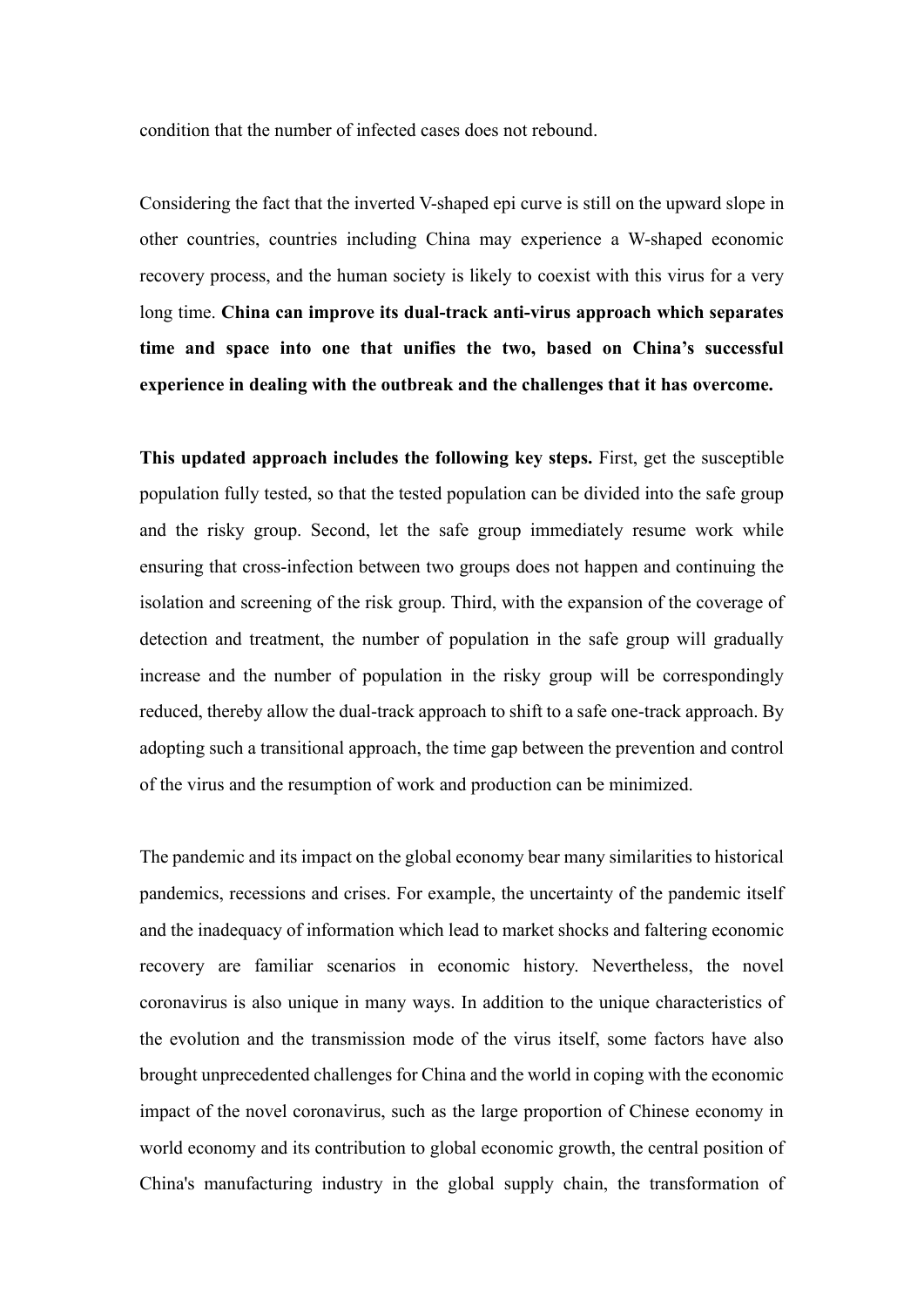condition that the number of infected cases does not rebound.

Considering the fact that the inverted V-shaped epi curve is still on the upward slope in other countries, countries including China may experience a W-shaped economic recovery process, and the human society is likely to coexist with this virus for a very long time. **China can improve its dual-track anti-virus approach which separates time and space into one that unifies the two, based on China's successful experience in dealing with the outbreak and the challenges that it has overcome.**

**This updated approach includes the following key steps.** First, get the susceptible population fully tested, so that the tested population can be divided into the safe group and the risky group. Second, let the safe group immediately resume work while ensuring that cross-infection between two groups does not happen and continuing the isolation and screening of the risk group. Third, with the expansion of the coverage of detection and treatment, the number of population in the safe group will gradually increase and the number of population in the risky group will be correspondingly reduced, thereby allow the dual-track approach to shift to a safe one-track approach. By adopting such a transitional approach, the time gap between the prevention and control of the virus and the resumption of work and production can be minimized.

The pandemic and its impact on the global economy bear many similarities to historical pandemics, recessions and crises. For example, the uncertainty of the pandemic itself and the inadequacy of information which lead to market shocks and faltering economic recovery are familiar scenarios in economic history. Nevertheless, the novel coronavirus is also unique in many ways. In addition to the unique characteristics of the evolution and the transmission mode of the virus itself, some factors have also brought unprecedented challenges for China and the world in coping with the economic impact of the novel coronavirus, such as the large proportion of Chinese economy in world economy and its contribution to global economic growth, the central position of China's manufacturing industry in the global supply chain, the transformation of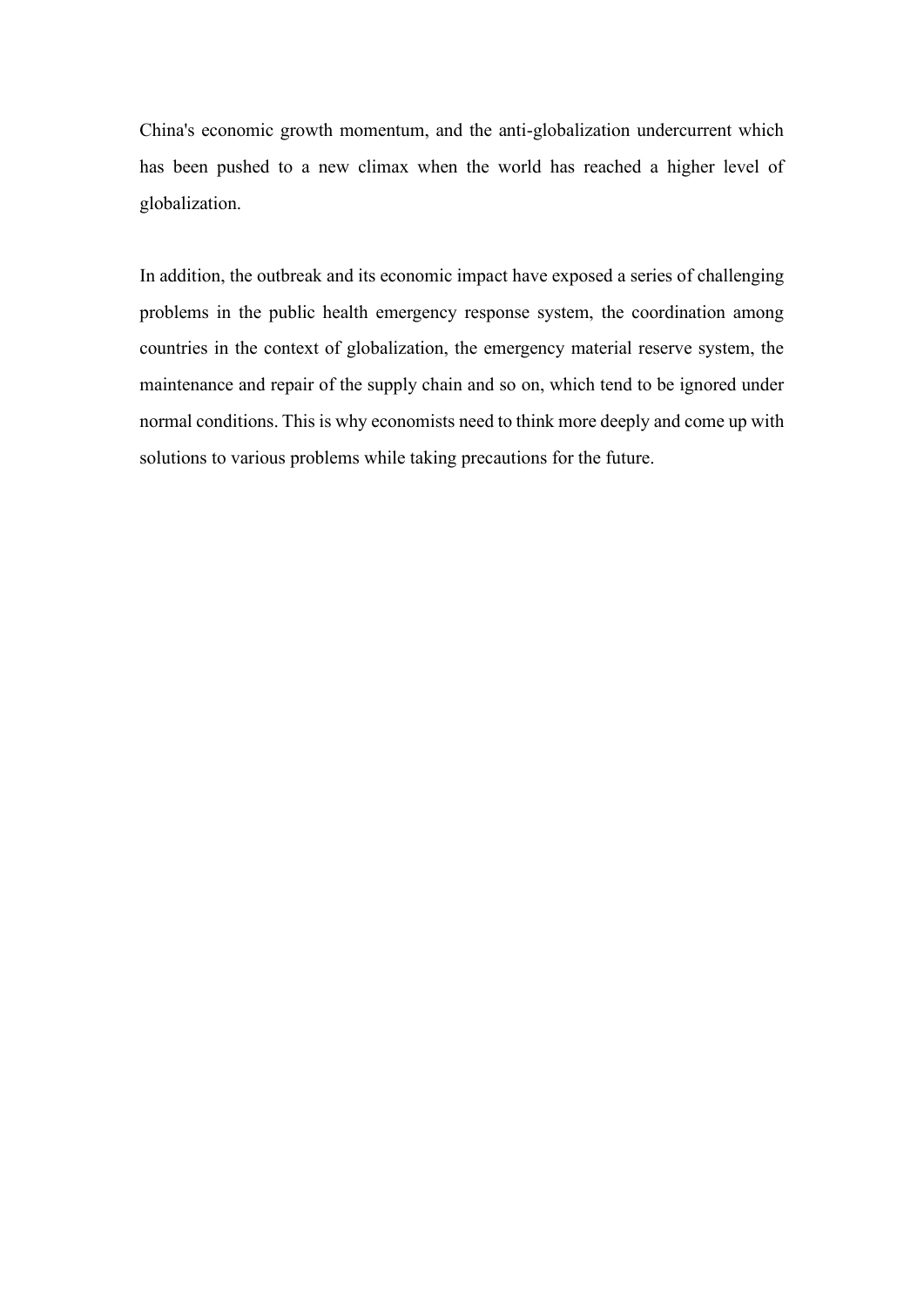China's economic growth momentum, and the anti-globalization undercurrent which has been pushed to a new climax when the world has reached a higher level of globalization.

In addition, the outbreak and its economic impact have exposed a series of challenging problems in the public health emergency response system, the coordination among countries in the context of globalization, the emergency material reserve system, the maintenance and repair of the supply chain and so on, which tend to be ignored under normal conditions. This is why economists need to think more deeply and come up with solutions to various problems while taking precautions for the future.